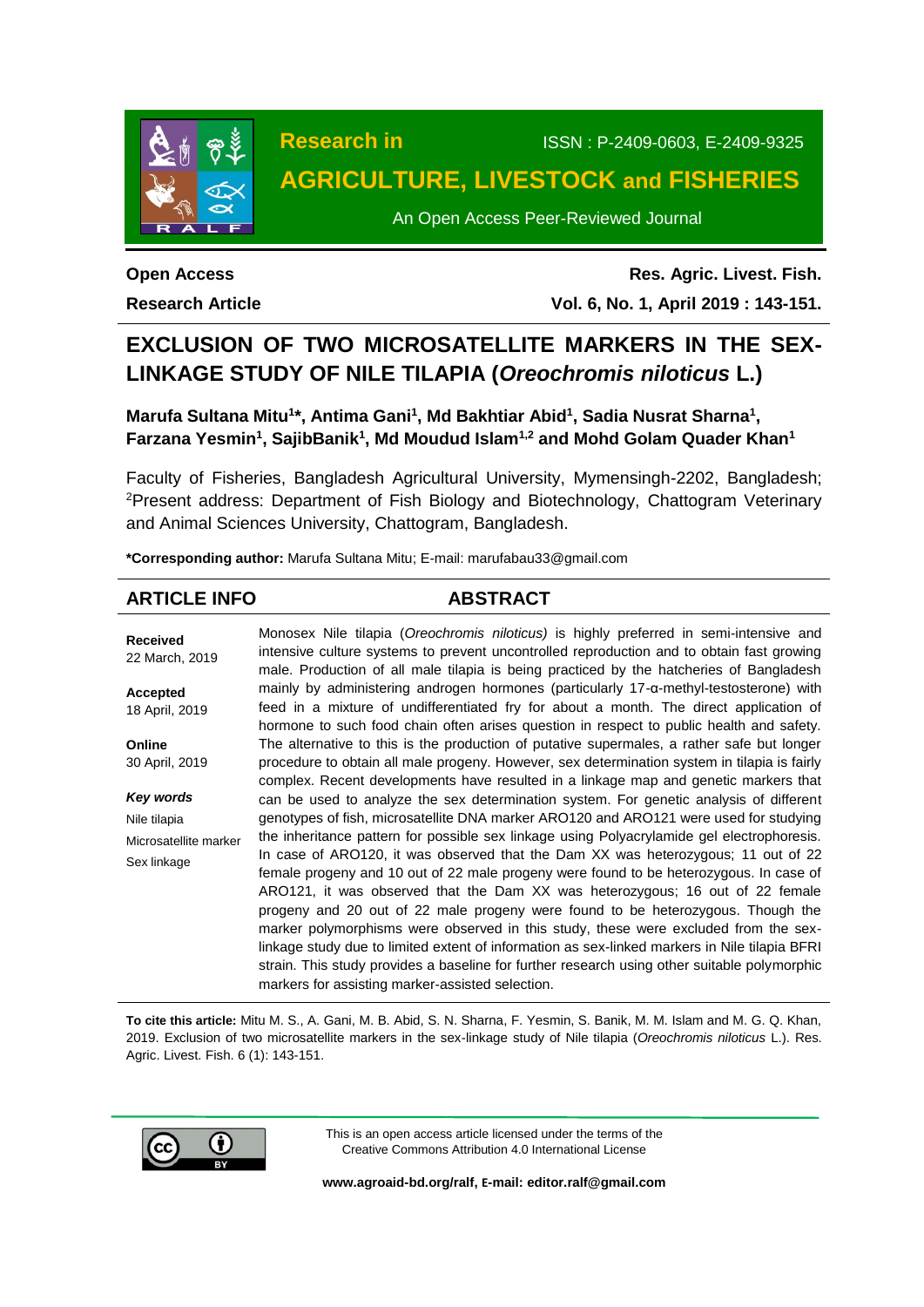# Research in AGRICULTURE, LIVESTOCK and FISHERIES

ISSN : P-2409-0603, E-2409-9325

An Open Access Peer-Reviewed Journal

**Open Access**
**Research Article**

# EXCLUSION OF TWO MICROSATELLITE MARKERS IN THE SEX-LINKAGE STUDY OF NILE TILAPIA (*Oreochromis niloticus* L.)

**Marufa Sultana Mitu[1]*, Antima Gani[1], Md Bakhtiar Abid[1], Sadia Nusrat Sharna[1], Farzana Yesmin[1], SajibBanik[1], Md Moudud Islam[1,2] and Mohd Golam Quader Khan[1]**

Faculty of Fisheries, Bangladesh Agricultural University, Mymensingh-2202, Bangladesh; [2]Present address: Department of Fish Biology and Biotechnology, Chattogram Veterinary and Animal Sciences University, Chattogram, Bangladesh.

**\*Corresponding author:** Marufa Sultana Mitu; E-mail: marufabau33@gmail.com

## ARTICLE INFO

**Received**
22 March, 2019

**Accepted**
18 April, 2019

**Online**
30 April, 2019

***Key words***
Nile tilapia
Microsatellite marker
Sex linkage

## ABSTRACT

Monosex Nile tilapia (*Oreochromis niloticus)* is highly preferred in semi-intensive and intensive culture systems to prevent uncontrolled reproduction and to obtain fast growing male. Production of all male tilapia is being practiced by the hatcheries of Bangladesh mainly by administering androgen hormones (particularly 17-α-methyl-testosterone) with feed in a mixture of undifferentiated fry for about a month. The direct application of hormone to such food chain often arises question in respect to public health and safety. The alternative to this is the production of putative supermales, a rather safe but longer procedure to obtain all male progeny. However, sex determination system in tilapia is fairly complex. Recent developments have resulted in a linkage map and genetic markers that can be used to analyze the sex determination system. For genetic analysis of different genotypes of fish, microsatellite DNA marker ARO120 and ARO121 were used for studying the inheritance pattern for possible sex linkage using Polyacrylamide gel electrophoresis. In case of ARO120, it was observed that the Dam XX was heterozygous; 11 out of 22 female progeny and 10 out of 22 male progeny were found to be heterozygous. In case of ARO121, it was observed that the Dam XX was heterozygous; 16 out of 22 female progeny and 20 out of 22 male progeny were found to be heterozygous. Though the marker polymorphisms were observed in this study, these were excluded from the sex-linkage study due to limited extent of information as sex-linked markers in Nile tilapia BFRI strain. This study provides a baseline for further research using other suitable polymorphic markers for assisting marker-assisted selection.

**To cite this article:** Mitu M. S., A. Gani, M. B. Abid, S. N. Sharna, F. Yesmin, S. Banik, M. M. Islam and M. G. Q. Khan, 2019. Exclusion of two microsatellite markers in the sex-linkage study of Nile tilapia (*Oreochromis niloticus* L.). Res. Agric. Livest. Fish. 6 (1): 143-151.

This is an open access article licensed under the terms of the Creative Commons Attribution 4.0 International License

**www.agroaid-bd.org/ralf, E-mail: editor.ralf@gmail.com**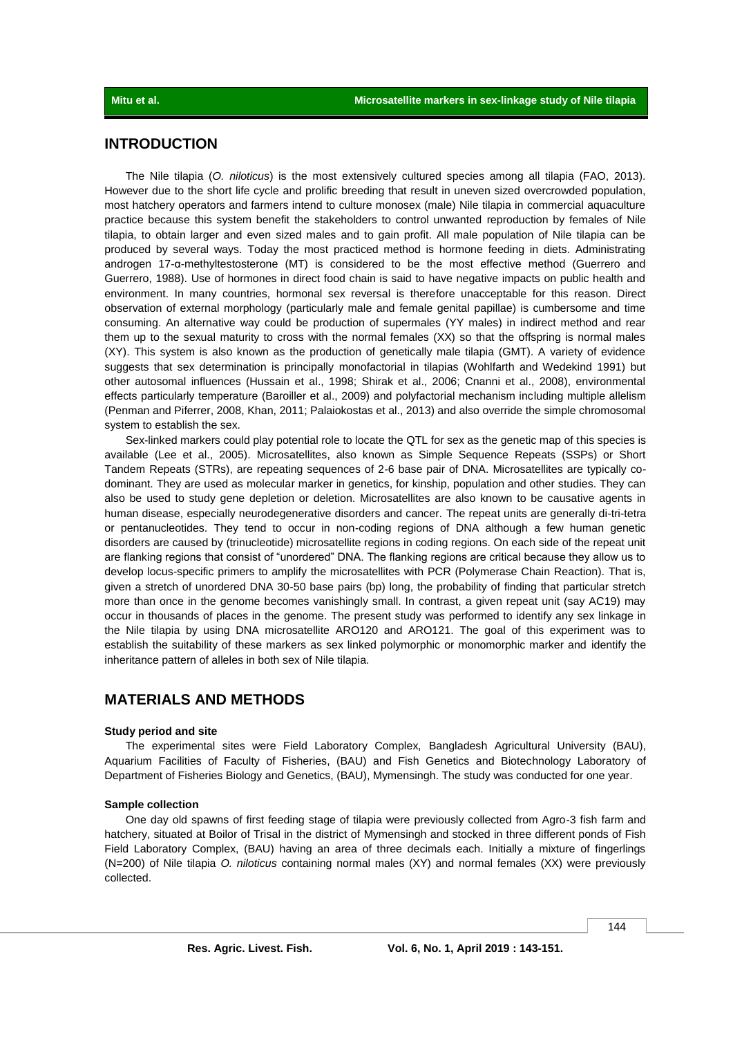## INTRODUCTION

The Nile tilapia (*O. niloticus*) is the most extensively cultured species among all tilapia (FAO, 2013). However due to the short life cycle and prolific breeding that result in uneven sized overcrowded population, most hatchery operators and farmers intend to culture monosex (male) Nile tilapia in commercial aquaculture practice because this system benefit the stakeholders to control unwanted reproduction by females of Nile tilapia, to obtain larger and even sized males and to gain profit. All male population of Nile tilapia can be produced by several ways. Today the most practiced method is hormone feeding in diets. Administrating androgen 17-α-methyltestosterone (MT) is considered to be the most effective method (Guerrero and Guerrero, 1988). Use of hormones in direct food chain is said to have negative impacts on public health and environment. In many countries, hormonal sex reversal is therefore unacceptable for this reason. Direct observation of external morphology (particularly male and female genital papillae) is cumbersome and time consuming. An alternative way could be production of supermales (YY males) in indirect method and rear them up to the sexual maturity to cross with the normal females (XX) so that the offspring is normal males (XY). This system is also known as the production of genetically male tilapia (GMT). A variety of evidence suggests that sex determination is principally monofactorial in tilapias (Wohlfarth and Wedekind 1991) but other autosomal influences (Hussain et al., 1998; Shirak et al., 2006; Cnanni et al., 2008), environmental effects particularly temperature (Baroiller et al., 2009) and polyfactorial mechanism including multiple allelism (Penman and Piferrer, 2008, Khan, 2011; Palaiokostas et al., 2013) and also override the simple chromosomal system to establish the sex.

Sex-linked markers could play potential role to locate the QTL for sex as the genetic map of this species is available (Lee et al., 2005). Microsatellites, also known as Simple Sequence Repeats (SSPs) or Short Tandem Repeats (STRs), are repeating sequences of 2-6 base pair of DNA. Microsatellites are typically co-dominant. They are used as molecular marker in genetics, for kinship, population and other studies. They can also be used to study gene depletion or deletion. Microsatellites are also known to be causative agents in human disease, especially neurodegenerative disorders and cancer. The repeat units are generally di-tri-tetra or pentanucleotides. They tend to occur in non-coding regions of DNA although a few human genetic disorders are caused by (trinucleotide) microsatellite regions in coding regions. On each side of the repeat unit are flanking regions that consist of "unordered" DNA. The flanking regions are critical because they allow us to develop locus-specific primers to amplify the microsatellites with PCR (Polymerase Chain Reaction). That is, given a stretch of unordered DNA 30-50 base pairs (bp) long, the probability of finding that particular stretch more than once in the genome becomes vanishingly small. In contrast, a given repeat unit (say AC19) may occur in thousands of places in the genome. The present study was performed to identify any sex linkage in the Nile tilapia by using DNA microsatellite ARO120 and ARO121. The goal of this experiment was to establish the suitability of these markers as sex linked polymorphic or monomorphic marker and identify the inheritance pattern of alleles in both sex of Nile tilapia.

## MATERIALS AND METHODS

### Study period and site

The experimental sites were Field Laboratory Complex, Bangladesh Agricultural University (BAU), Aquarium Facilities of Faculty of Fisheries, (BAU) and Fish Genetics and Biotechnology Laboratory of Department of Fisheries Biology and Genetics, (BAU), Mymensingh. The study was conducted for one year.

### Sample collection

One day old spawns of first feeding stage of tilapia were previously collected from Agro-3 fish farm and hatchery, situated at Boilor of Trisal in the district of Mymensingh and stocked in three different ponds of Fish Field Laboratory Complex, (BAU) having an area of three decimals each. Initially a mixture of fingerlings (N=200) of Nile tilapia *O. niloticus* containing normal males (XY) and normal females (XX) were previously collected.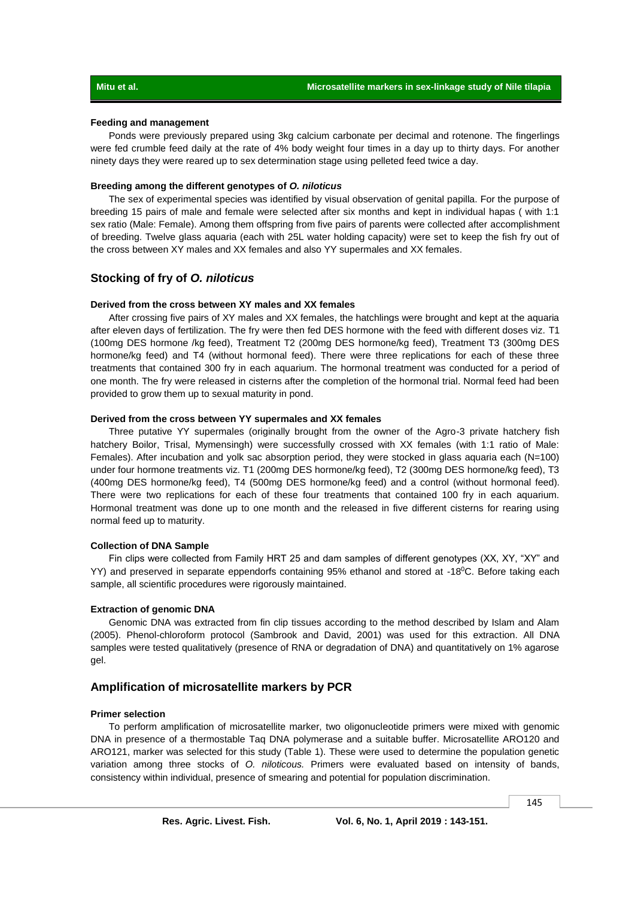#### Feeding and management

Ponds were previously prepared using 3kg calcium carbonate per decimal and rotenone. The fingerlings were fed crumble feed daily at the rate of 4% body weight four times in a day up to thirty days. For another ninety days they were reared up to sex determination stage using pelleted feed twice a day.

#### Breeding among the different genotypes of *O. niloticus*

The sex of experimental species was identified by visual observation of genital papilla. For the purpose of breeding 15 pairs of male and female were selected after six months and kept in individual hapas ( with 1:1 sex ratio (Male: Female). Among them offspring from five pairs of parents were collected after accomplishment of breeding. Twelve glass aquaria (each with 25L water holding capacity) were set to keep the fish fry out of the cross between XY males and XX females and also YY supermales and XX females.

## Stocking of fry of *O. niloticus*

#### Derived from the cross between XY males and XX females

After crossing five pairs of XY males and XX females, the hatchlings were brought and kept at the aquaria after eleven days of fertilization. The fry were then fed DES hormone with the feed with different doses viz. T1 (100mg DES hormone /kg feed), Treatment T2 (200mg DES hormone/kg feed), Treatment T3 (300mg DES hormone/kg feed) and T4 (without hormonal feed). There were three replications for each of these three treatments that contained 300 fry in each aquarium. The hormonal treatment was conducted for a period of one month. The fry were released in cisterns after the completion of the hormonal trial. Normal feed had been provided to grow them up to sexual maturity in pond.

#### Derived from the cross between YY supermales and XX females

Three putative YY supermales (originally brought from the owner of the Agro-3 private hatchery fish hatchery Boilor, Trisal, Mymensingh) were successfully crossed with XX females (with 1:1 ratio of Male: Females). After incubation and yolk sac absorption period, they were stocked in glass aquaria each (N=100) under four hormone treatments viz. T1 (200mg DES hormone/kg feed), T2 (300mg DES hormone/kg feed), T3 (400mg DES hormone/kg feed), T4 (500mg DES hormone/kg feed) and a control (without hormonal feed). There were two replications for each of these four treatments that contained 100 fry in each aquarium. Hormonal treatment was done up to one month and the released in five different cisterns for rearing using normal feed up to maturity.

#### Collection of DNA Sample

Fin clips were collected from Family HRT 25 and dam samples of different genotypes (XX, XY, "XY" and YY) and preserved in separate eppendorfs containing 95% ethanol and stored at -18$^{0}$C. Before taking each sample, all scientific procedures were rigorously maintained.

#### Extraction of genomic DNA

Genomic DNA was extracted from fin clip tissues according to the method described by Islam and Alam (2005). Phenol-chloroform protocol (Sambrook and David, 2001) was used for this extraction. All DNA samples were tested qualitatively (presence of RNA or degradation of DNA) and quantitatively on 1% agarose gel.

## Amplification of microsatellite markers by PCR

#### Primer selection

To perform amplification of microsatellite marker, two oligonucleotide primers were mixed with genomic DNA in presence of a thermostable Taq DNA polymerase and a suitable buffer. Microsatellite ARO120 and ARO121, marker was selected for this study (Table 1). These were used to determine the population genetic variation among three stocks of *O. niloticous.* Primers were evaluated based on intensity of bands, consistency within individual, presence of smearing and potential for population discrimination.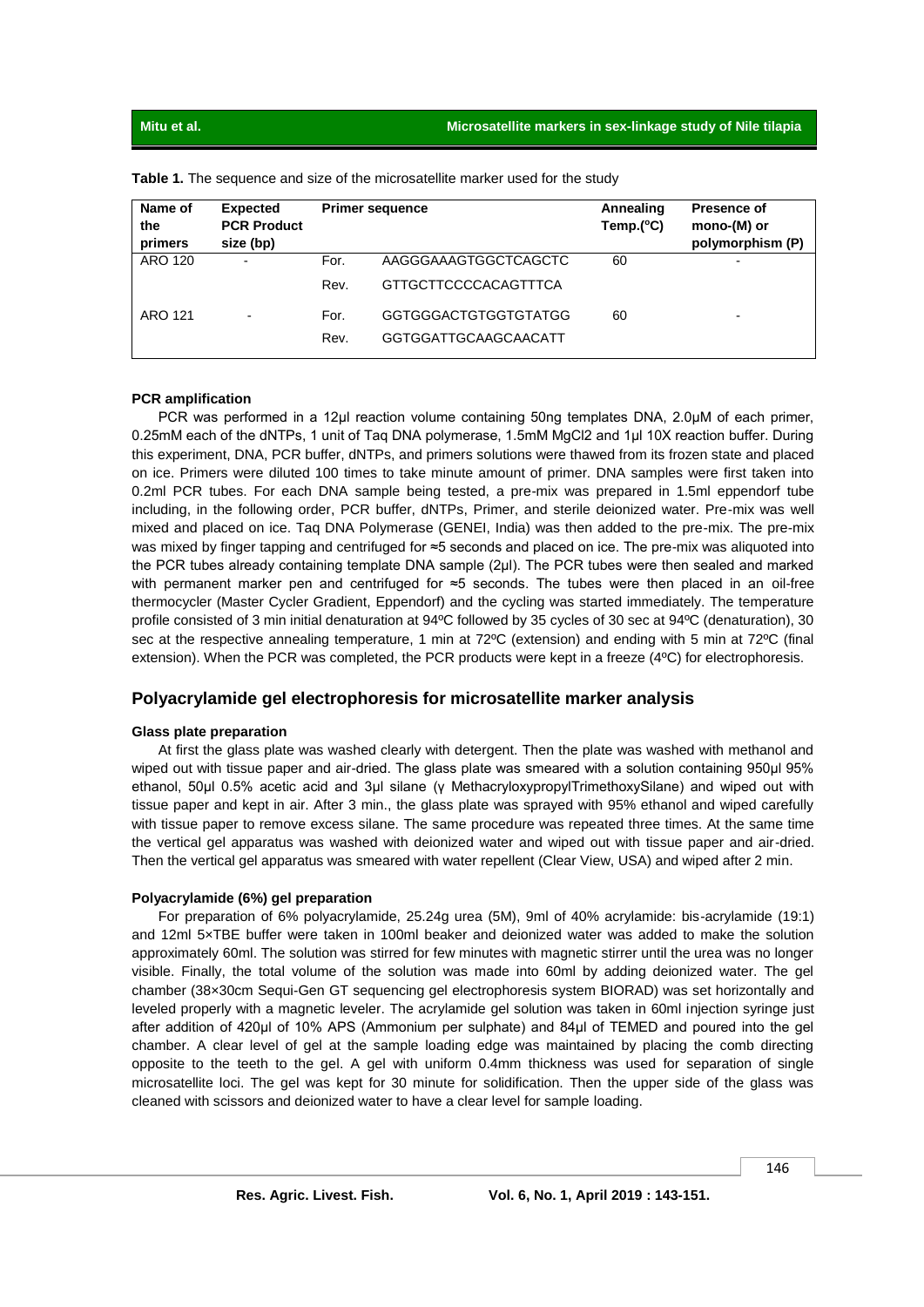**Table 1.** The sequence and size of the microsatellite marker used for the study

| Name of the primers | Expected PCR Product size (bp) | Primer sequence | | Annealing Temp.(ºC) | Presence of mono-(M) or polymorphism (P) |
|---|---|---|---|---|---|
| ARO 120 | - | For. | AAGGGAAAGTGGCTCAGCTC | 60 | - |
| | | Rev. | GTTGCTTCCCCACAGTTTCA | | |
| ARO 121 | - | For. | GGTGGGACTGTGGTGTATGG | 60 | - |
| | | Rev. | GGTGGATTGCAAGCAACATT | | |

**PCR amplification**

PCR was performed in a 12µl reaction volume containing 50ng templates DNA, 2.0µM of each primer, 0.25mM each of the dNTPs, 1 unit of Taq DNA polymerase, 1.5mM MgCl2 and 1µl 10X reaction buffer. During this experiment, DNA, PCR buffer, dNTPs, and primers solutions were thawed from its frozen state and placed on ice. Primers were diluted 100 times to take minute amount of primer. DNA samples were first taken into 0.2ml PCR tubes. For each DNA sample being tested, a pre-mix was prepared in 1.5ml eppendorf tube including, in the following order, PCR buffer, dNTPs, Primer, and sterile deionized water. Pre-mix was well mixed and placed on ice. Taq DNA Polymerase (GENEI, India) was then added to the pre-mix. The pre-mix was mixed by finger tapping and centrifuged for ≈5 seconds and placed on ice. The pre-mix was aliquoted into the PCR tubes already containing template DNA sample (2µl). The PCR tubes were then sealed and marked with permanent marker pen and centrifuged for ≈5 seconds. The tubes were then placed in an oil-free thermocycler (Master Cycler Gradient, Eppendorf) and the cycling was started immediately. The temperature profile consisted of 3 min initial denaturation at 94ºC followed by 35 cycles of 30 sec at 94ºC (denaturation), 30 sec at the respective annealing temperature, 1 min at 72ºC (extension) and ending with 5 min at 72ºC (final extension). When the PCR was completed, the PCR products were kept in a freeze (4ºC) for electrophoresis.

## Polyacrylamide gel electrophoresis for microsatellite marker analysis

**Glass plate preparation**

At first the glass plate was washed clearly with detergent. Then the plate was washed with methanol and wiped out with tissue paper and air-dried. The glass plate was smeared with a solution containing 950µl 95% ethanol, 50µl 0.5% acetic acid and 3µl silane (γ MethacryloxypropylTrimethoxySilane) and wiped out with tissue paper and kept in air. After 3 min., the glass plate was sprayed with 95% ethanol and wiped carefully with tissue paper to remove excess silane. The same procedure was repeated three times. At the same time the vertical gel apparatus was washed with deionized water and wiped out with tissue paper and air-dried. Then the vertical gel apparatus was smeared with water repellent (Clear View, USA) and wiped after 2 min.

**Polyacrylamide (6%) gel preparation**

For preparation of 6% polyacrylamide, 25.24g urea (5M), 9ml of 40% acrylamide: bis-acrylamide (19:1) and 12ml 5×TBE buffer were taken in 100ml beaker and deionized water was added to make the solution approximately 60ml. The solution was stirred for few minutes with magnetic stirrer until the urea was no longer visible. Finally, the total volume of the solution was made into 60ml by adding deionized water. The gel chamber (38×30cm Sequi-Gen GT sequencing gel electrophoresis system BIORAD) was set horizontally and leveled properly with a magnetic leveler. The acrylamide gel solution was taken in 60ml injection syringe just after addition of 420µl of 10% APS (Ammonium per sulphate) and 84µl of TEMED and poured into the gel chamber. A clear level of gel at the sample loading edge was maintained by placing the comb directing opposite to the teeth to the gel. A gel with uniform 0.4mm thickness was used for separation of single microsatellite loci. The gel was kept for 30 minute for solidification. Then the upper side of the glass was cleaned with scissors and deionized water to have a clear level for sample loading.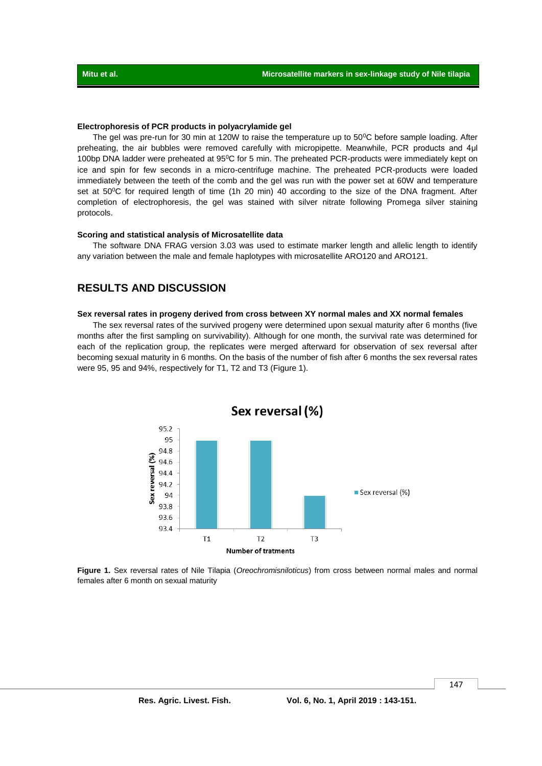### Electrophoresis of PCR products in polyacrylamide gel

The gel was pre-run for 30 min at 120W to raise the temperature up to 50$^0$C before sample loading. After preheating, the air bubbles were removed carefully with micropipette. Meanwhile, PCR products and 4μl 100bp DNA ladder were preheated at 95$^0$C for 5 min. The preheated PCR-products were immediately kept on ice and spin for few seconds in a micro-centrifuge machine. The preheated PCR-products were loaded immediately between the teeth of the comb and the gel was run with the power set at 60W and temperature set at 50$^0$C for required length of time (1h 20 min) 40 according to the size of the DNA fragment. After completion of electrophoresis, the gel was stained with silver nitrate following Promega silver staining protocols.

### Scoring and statistical analysis of Microsatellite data

The software DNA FRAG version 3.03 was used to estimate marker length and allelic length to identify any variation between the male and female haplotypes with microsatellite ARO120 and ARO121.

## RESULTS AND DISCUSSION

### Sex reversal rates in progeny derived from cross between XY normal males and XX normal females

The sex reversal rates of the survived progeny were determined upon sexual maturity after 6 months (five months after the first sampling on survivability). Although for one month, the survival rate was determined for each of the replication group, the replicates was merged afterward for observation of sex reversal after becoming sexual maturity in 6 months. On the basis of the number of fish after 6 months the sex reversal rates were 95, 95 and 94%, respectively for T1, T2 and T3 (Figure 1).

**Figure 1.** Sex reversal rates of Nile Tilapia (*Oreochromisniloticus*) from cross between normal males and normal females after 6 month on sexual maturity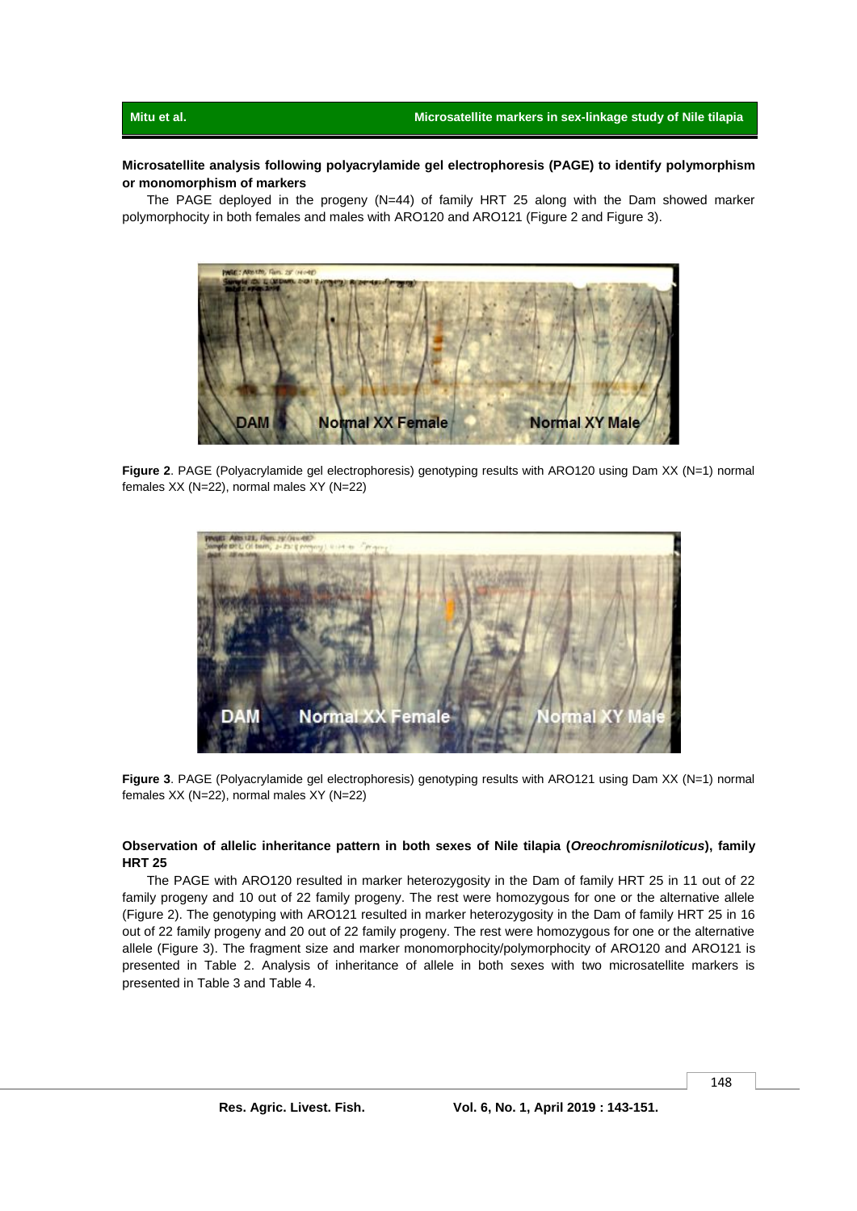**Microsatellite analysis following polyacrylamide gel electrophoresis (PAGE) to identify polymorphism or monomorphism of markers**

The PAGE deployed in the progeny (N=44) of family HRT 25 along with the Dam showed marker polymorphocity in both females and males with ARO120 and ARO121 (Figure 2 and Figure 3).

**Figure 2**. PAGE (Polyacrylamide gel electrophoresis) genotyping results with ARO120 using Dam XX (N=1) normal females XX (N=22), normal males XY (N=22)

**Figure 3**. PAGE (Polyacrylamide gel electrophoresis) genotyping results with ARO121 using Dam XX (N=1) normal females XX (N=22), normal males XY (N=22)

**Observation of allelic inheritance pattern in both sexes of Nile tilapia (*Oreochromisniloticus*), family HRT 25**

The PAGE with ARO120 resulted in marker heterozygosity in the Dam of family HRT 25 in 11 out of 22 family progeny and 10 out of 22 family progeny. The rest were homozygous for one or the alternative allele (Figure 2). The genotyping with ARO121 resulted in marker heterozygosity in the Dam of family HRT 25 in 16 out of 22 family progeny and 20 out of 22 family progeny. The rest were homozygous for one or the alternative allele (Figure 3). The fragment size and marker monomorphocity/polymorphocity of ARO120 and ARO121 is presented in Table 2. Analysis of inheritance of allele in both sexes with two microsatellite markers is presented in Table 3 and Table 4.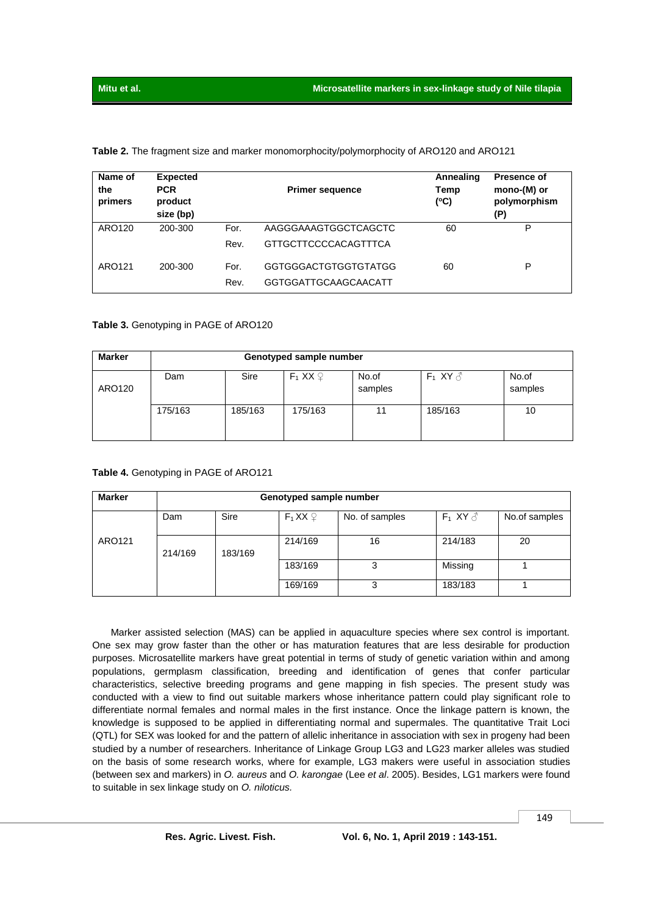**Table 2.** The fragment size and marker monomorphocity/polymorphocity of ARO120 and ARO121

| Name of the primers | Expected PCR product size (bp) | | Primer sequence | Annealing Temp (°C) | Presence of mono-(M) or polymorphism (P) |
|---|---|---|---|---|---|
| ARO120 | 200-300 | For. | AAGGGAAAGTGGCTCAGCTC | 60 | P |
| | | Rev. | GTTGCTTCCCCACAGTTTCA | | |
| ARO121 | 200-300 | For. | GGTGGGACTGTGGTGTATGG | 60 | P |
| | | Rev. | GGTGGATTGCAAGCAACATT | | |

**Table 3.** Genotyping in PAGE of ARO120

| Marker | Genotyped sample number | | | | | |
|---|---|---|---|---|---|---|
| ARO120 | Dam | Sire | $F_1$ XX ♀ | No.of samples | $F_1$ XY ♂ | No.of samples |
| | 175/163 | 185/163 | 175/163 | 11 | 185/163 | 10 |

**Table 4.** Genotyping in PAGE of ARO121

| Marker | Genotyped sample number | | | | | |
|---|---|---|---|---|---|---|
| | Dam | Sire | $F_1$ XX ♀ | No. of samples | $F_1$ XY ♂ | No.of samples |
| ARO121 | 214/169 | 183/169 | 214/169 | 16 | 214/183 | 20 |
| | | | 183/169 | 3 | Missing | 1 |
| | | | 169/169 | 3 | 183/183 | 1 |

Marker assisted selection (MAS) can be applied in aquaculture species where sex control is important. One sex may grow faster than the other or has maturation features that are less desirable for production purposes. Microsatellite markers have great potential in terms of study of genetic variation within and among populations, germplasm classification, breeding and identification of genes that confer particular characteristics, selective breeding programs and gene mapping in fish species. The present study was conducted with a view to find out suitable markers whose inheritance pattern could play significant role to differentiate normal females and normal males in the first instance. Once the linkage pattern is known, the knowledge is supposed to be applied in differentiating normal and supermales. The quantitative Trait Loci (QTL) for SEX was looked for and the pattern of allelic inheritance in association with sex in progeny had been studied by a number of researchers. Inheritance of Linkage Group LG3 and LG23 marker alleles was studied on the basis of some research works, where for example, LG3 makers were useful in association studies (between sex and markers) in *O. aureus* and *O. karongae* (Lee *et al*. 2005). Besides, LG1 markers were found to suitable in sex linkage study on *O. niloticus.*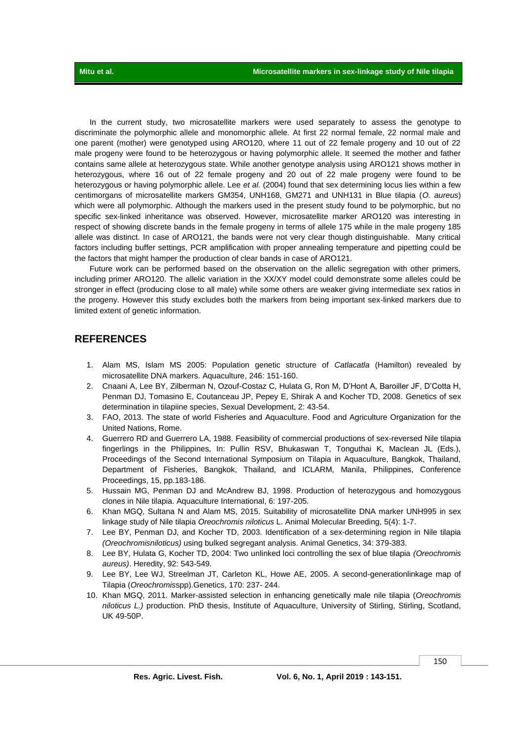In the current study, two microsatellite markers were used separately to assess the genotype to discriminate the polymorphic allele and monomorphic allele. At first 22 normal female, 22 normal male and one parent (mother) were genotyped using ARO120, where 11 out of 22 female progeny and 10 out of 22 male progeny were found to be heterozygous or having polymorphic allele. It seemed the mother and father contains same allele at heterozygous state. While another genotype analysis using ARO121 shows mother in heterozygous, where 16 out of 22 female progeny and 20 out of 22 male progeny were found to be heterozygous or having polymorphic allele. Lee *et al.* (2004) found that sex determining locus lies within a few centimorgans of microsatellite markers GM354, UNH168, GM271 and UNH131 in Blue tilapia (*O. aureus*) which were all polymorphic. Although the markers used in the present study found to be polymorphic, but no specific sex-linked inheritance was observed. However, microsatellite marker ARO120 was interesting in respect of showing discrete bands in the female progeny in terms of allele 175 while in the male progeny 185 allele was distinct. In case of ARO121, the bands were not very clear though distinguishable. Many critical factors including buffer settings, PCR amplification with proper annealing temperature and pipetting could be the factors that might hamper the production of clear bands in case of ARO121.

Future work can be performed based on the observation on the allelic segregation with other primers, including primer ARO120. The allelic variation in the XX/XY model could demonstrate some alleles could be stronger in effect (producing close to all male) while some others are weaker giving intermediate sex ratios in the progeny. However this study excludes both the markers from being important sex-linked markers due to limited extent of genetic information.

## REFERENCES

1. Alam MS, Islam MS 2005: Population genetic structure of *Catlacatla* (Hamilton) revealed by microsatellite DNA markers. Aquaculture, 246: 151-160.
2. Cnaani A, Lee BY, Zilberman N, Ozouf-Costaz C, Hulata G, Ron M, D'Hont A, Baroiller JF, D'Cotta H, Penman DJ, Tomasino E, Coutanceau JP, Pepey E, Shirak A and Kocher TD, 2008. Genetics of sex determination in tilapiine species, Sexual Development, 2: 43-54.
3. FAO, 2013. The state of world Fisheries and Aquaculture. Food and Agriculture Organization for the United Nations, Rome.
4. Guerrero RD and Guerrero LA, 1988. Feasibility of commercial productions of sex-reversed Nile tilapia fingerlings in the Philippines, In: Pullin RSV, Bhukaswan T, Tonguthai K, Maclean JL (Eds.), Proceedings of the Second International Symposium on Tilapia in Aquaculture, Bangkok, Thailand, Department of Fisheries, Bangkok, Thailand, and ICLARM, Manila, Philippines, Conference Proceedings, 15, pp.183-186.
5. Hussain MG, Penman DJ and McAndrew BJ, 1998. Production of heterozygous and homozygous clones in Nile tilapia. Aquaculture International, 6: 197-205.
6. Khan MGQ, Sultana N and Alam MS, 2015. Suitability of microsatellite DNA marker UNH995 in sex linkage study of Nile tilapia *Oreochromis niloticus* L. Animal Molecular Breeding, 5(4): 1-7.
7. Lee BY, Penman DJ, and Kocher TD, 2003. Identification of a sex-determining region in Nile tilapia *(Oreochromisniloticus)* using bulked segregant analysis. Animal Genetics, 34: 379-383.
8. Lee BY, Hulata G, Kocher TD, 2004: Two unlinked loci controlling the sex of blue tilapia *(Oreochromis aureus)*. Heredity, 92: 543-549.
9. Lee BY, Lee WJ, Streelman JT, Carleton KL, Howe AE, 2005. A second-generationlinkage map of Tilapia (*Oreochromis*spp).Genetics, 170: 237- 244.
10. Khan MGQ, 2011. Marker-assisted selection in enhancing genetically male nile tilapia (*Oreochromis niloticus L.)* production. PhD thesis, Institute of Aquaculture, University of Stirling, Stirling, Scotland, UK 49-50P.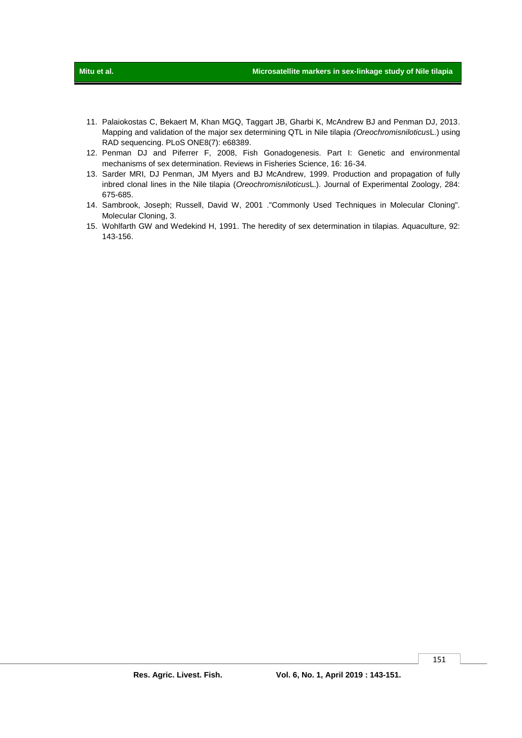11. Palaiokostas C, Bekaert M, Khan MGQ, Taggart JB, Gharbi K, McAndrew BJ and Penman DJ, 2013. Mapping and validation of the major sex determining QTL in Nile tilapia *(Oreochromisniloticus*L.) using RAD sequencing. PLoS ONE8(7): e68389.
12. Penman DJ and Piferrer F, 2008, Fish Gonadogenesis. Part I: Genetic and environmental mechanisms of sex determination. Reviews in Fisheries Science, 16: 16-34.
13. Sarder MRI, DJ Penman, JM Myers and BJ McAndrew, 1999. Production and propagation of fully inbred clonal lines in the Nile tilapia (*Oreochromisniloticus*L.). Journal of Experimental Zoology, 284: 675-685.
14. Sambrook, Joseph; Russell, David W, 2001 ."Commonly Used Techniques in Molecular Cloning". Molecular Cloning, 3.
15. Wohlfarth GW and Wedekind H, 1991. The heredity of sex determination in tilapias. Aquaculture, 92: 143-156.